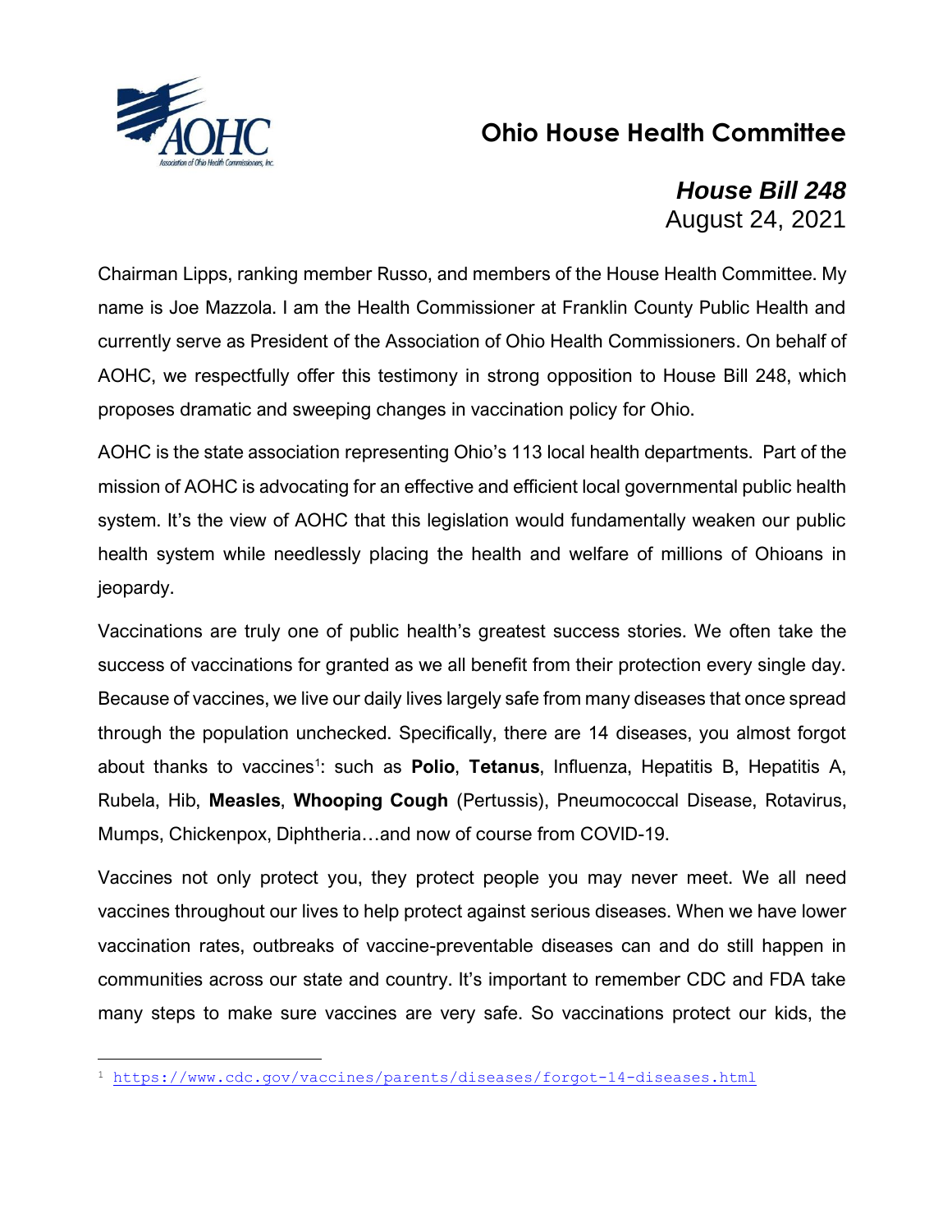# Ohio House Health Committee

## *House Bill 248*

August 24, 2021

Chairman Lipps, ranking member Russo, and members of the House Health Committee. My name is Joe Mazzola. I am the Health Commissioner at Franklin County Public Health and currently serve as President of the Association of Ohio Health Commissioners. On behalf of AOHC, we respectfully offer this testimony in strong opposition to House Bill 248, which proposes dramatic and sweeping changes in vaccination policy for Ohio.

AOHC is the state association representing Ohio's 113 local health departments. Part of the mission of AOHC is advocating for an effective and efficient local governmental public health system. It's the view of AOHC that this legislation would fundamentally weaken our public health system while needlessly placing the health and welfare of millions of Ohioans in jeopardy.

Vaccinations are truly one of public health's greatest success stories. We often take the success of vaccinations for granted as we all benefit from their protection every single day. Because of vaccines, we live our daily lives largely safe from many diseases that once spread through the population unchecked. Specifically, there are 14 diseases, you almost forgot about thanks to vaccines[1]: such as **Polio**, **Tetanus**, Influenza, Hepatitis B, Hepatitis A, Rubela, Hib, **Measles**, **Whooping Cough** (Pertussis), Pneumococcal Disease, Rotavirus, Mumps, Chickenpox, Diphtheria…and now of course from COVID-19.

Vaccines not only protect you, they protect people you may never meet. We all need vaccines throughout our lives to help protect against serious diseases. When we have lower vaccination rates, outbreaks of vaccine-preventable diseases can and do still happen in communities across our state and country. It's important to remember CDC and FDA take many steps to make sure vaccines are very safe. So vaccinations protect our kids, the

[1] https://www.cdc.gov/vaccines/parents/diseases/forgot-14-diseases.html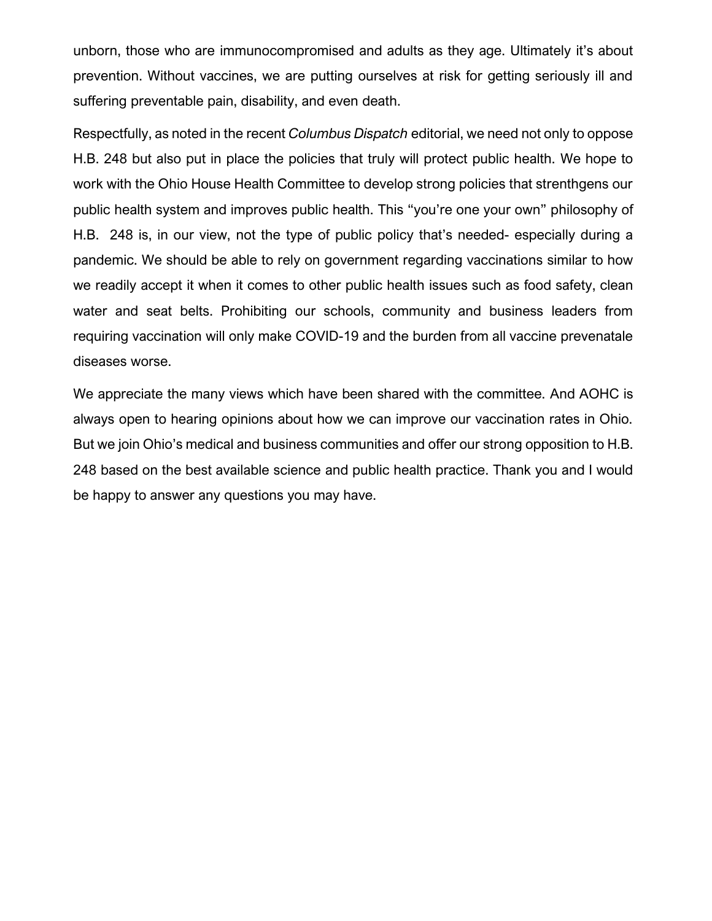unborn, those who are immunocompromised and adults as they age. Ultimately it's about prevention. Without vaccines, we are putting ourselves at risk for getting seriously ill and suffering preventable pain, disability, and even death.

Respectfully, as noted in the recent *Columbus Dispatch* editorial, we need not only to oppose H.B. 248 but also put in place the policies that truly will protect public health. We hope to work with the Ohio House Health Committee to develop strong policies that strenthgens our public health system and improves public health. This "you're one your own" philosophy of H.B. 248 is, in our view, not the type of public policy that's needed- especially during a pandemic. We should be able to rely on government regarding vaccinations similar to how we readily accept it when it comes to other public health issues such as food safety, clean water and seat belts. Prohibiting our schools, community and business leaders from requiring vaccination will only make COVID-19 and the burden from all vaccine prevenatale diseases worse.

We appreciate the many views which have been shared with the committee. And AOHC is always open to hearing opinions about how we can improve our vaccination rates in Ohio. But we join Ohio's medical and business communities and offer our strong opposition to H.B. 248 based on the best available science and public health practice. Thank you and I would be happy to answer any questions you may have.